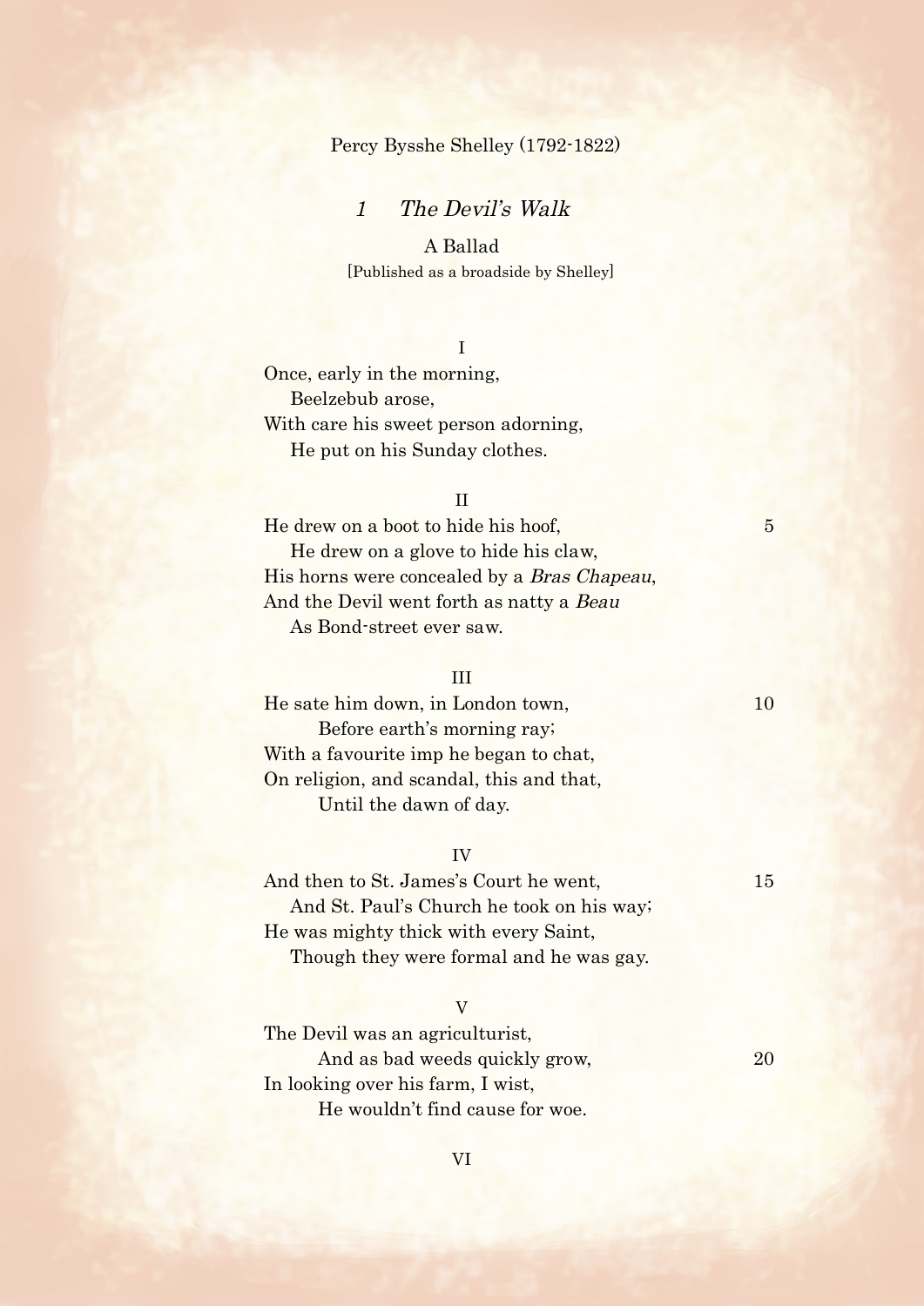Percy Bysshe Shelley (1792-1822)

## 1 *The Devil's Walk*

A Ballad

[Published as a broadside by Shelley]

I

Once, early in the morning,  
Beelzebub arose,  
With care his sweet person adorning,  
He put on his Sunday clothes.

II

He drew on a boot to hide his hoof, 5  
He drew on a glove to hide his claw,  
His horns were concealed by a *Bras Chapeau*,  
And the Devil went forth as natty a *Beau*  
As Bond-street ever saw.

III

He sate him down, in London town, 10  
Before earth's morning ray;  
With a favourite imp he began to chat,  
On religion, and scandal, this and that,  
Until the dawn of day.

IV

And then to St. James's Court he went, 15  
And St. Paul's Church he took on his way;  
He was mighty thick with every Saint,  
Though they were formal and he was gay.

V

The Devil was an agriculturist,  
And as bad weeds quickly grow, 20  
In looking over his farm, I wist,  
He wouldn't find cause for woe.

VI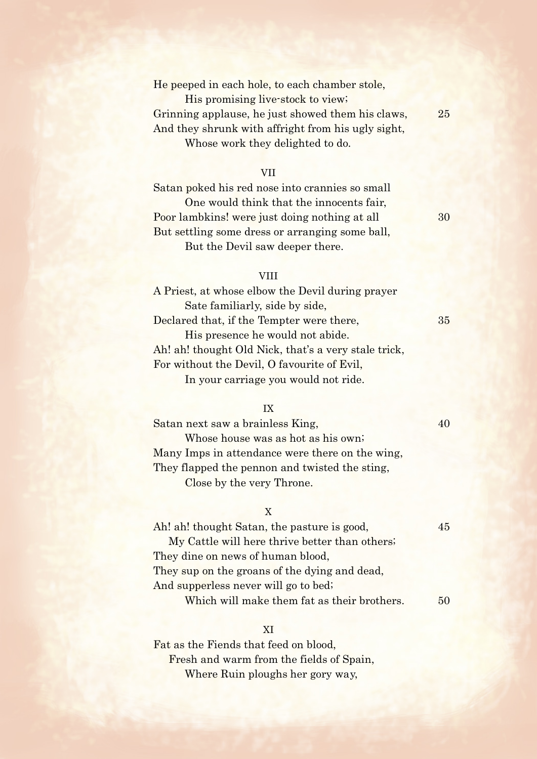He peeped in each hole, to each chamber stole,  
        His promising live-stock to view;  
Grinning applause, he just showed them his claws,  
And they shrunk with affright from his ugly sight,  
        Whose work they delighted to do.

VII

Satan poked his red nose into crannies so small  
        One would think that the innocents fair,  
Poor lambkins! were just doing nothing at all  
But settling some dress or arranging some ball,  
        But the Devil saw deeper there.

VIII

A Priest, at whose elbow the Devil during prayer  
        Sate familiarly, side by side,  
Declared that, if the Tempter were there,  
        His presence he would not abide.  
Ah! ah! thought Old Nick, that's a very stale trick,  
For without the Devil, O favourite of Evil,  
        In your carriage you would not ride.

IX

Satan next saw a brainless King,  
        Whose house was as hot as his own;  
Many Imps in attendance were there on the wing,  
They flapped the pennon and twisted the sting,  
        Close by the very Throne.

X

Ah! ah! thought Satan, the pasture is good,  
    My Cattle will here thrive better than others;  
They dine on news of human blood,  
They sup on the groans of the dying and dead,  
And supperless never will go to bed;  
        Which will make them fat as their brothers.

XI

Fat as the Fiends that feed on blood,  
    Fresh and warm from the fields of Spain,  
        Where Ruin ploughs her gory way,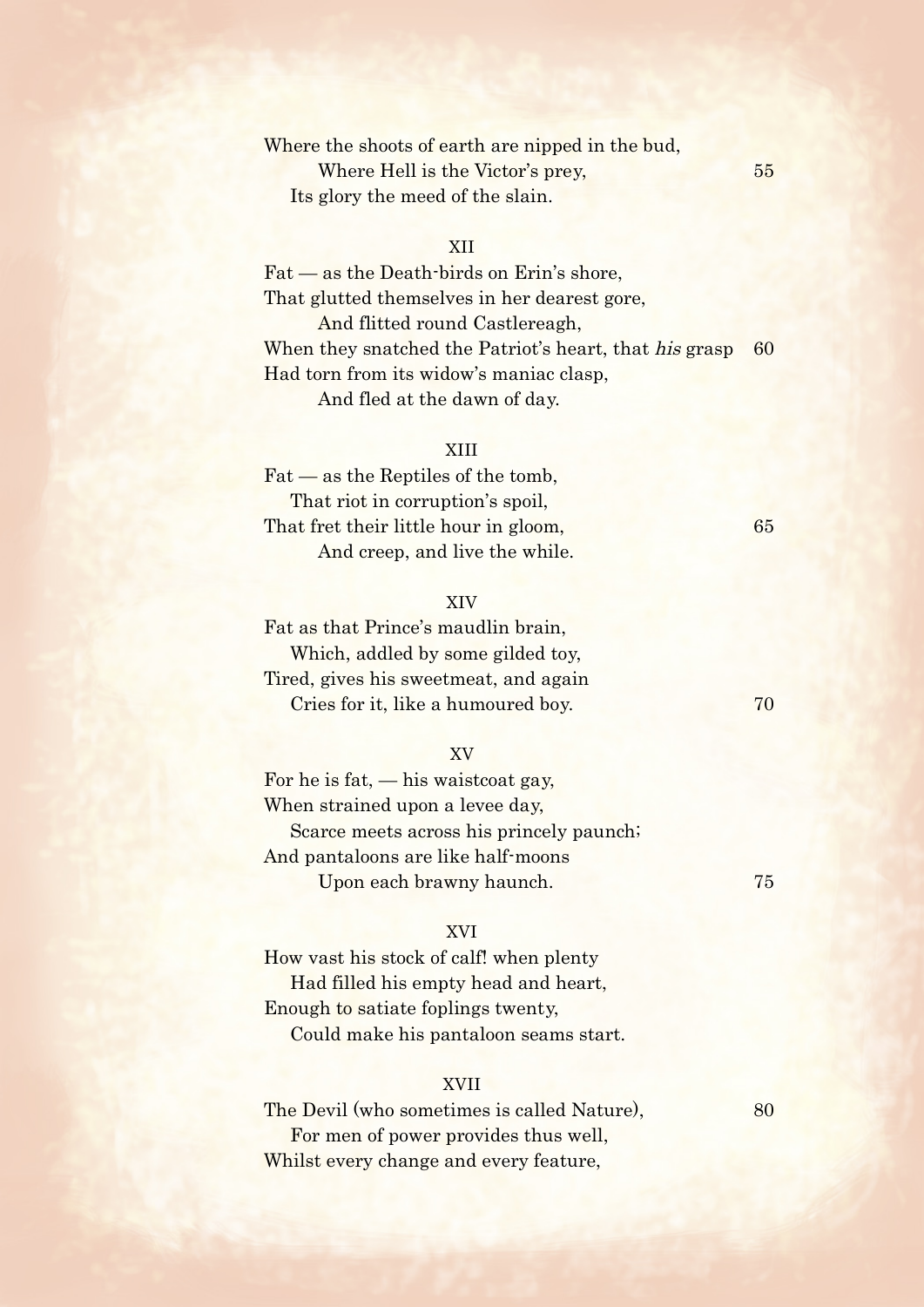Where the shoots of earth are nipped in the bud,
        Where Hell is the Victor's prey, 55
    Its glory the meed of the slain.

XII

Fat — as the Death-birds on Erin's shore,
That glutted themselves in her dearest gore,
        And flitted round Castlereagh,
When they snatched the Patriot's heart, that *his* grasp 60
Had torn from its widow's maniac clasp,
        And fled at the dawn of day.

XIII

Fat — as the Reptiles of the tomb,
    That riot in corruption's spoil,
That fret their little hour in gloom, 65
        And creep, and live the while.

XIV

Fat as that Prince's maudlin brain,
    Which, addled by some gilded toy,
Tired, gives his sweetmeat, and again
    Cries for it, like a humoured boy. 70

XV

For he is fat, — his waistcoat gay,
When strained upon a levee day,
    Scarce meets across his princely paunch;
And pantaloons are like half-moons
        Upon each brawny haunch. 75

XVI

How vast his stock of calf! when plenty
    Had filled his empty head and heart,
Enough to satiate foplings twenty,
    Could make his pantaloon seams start.

XVII

The Devil (who sometimes is called Nature), 80
    For men of power provides thus well,
Whilst every change and every feature,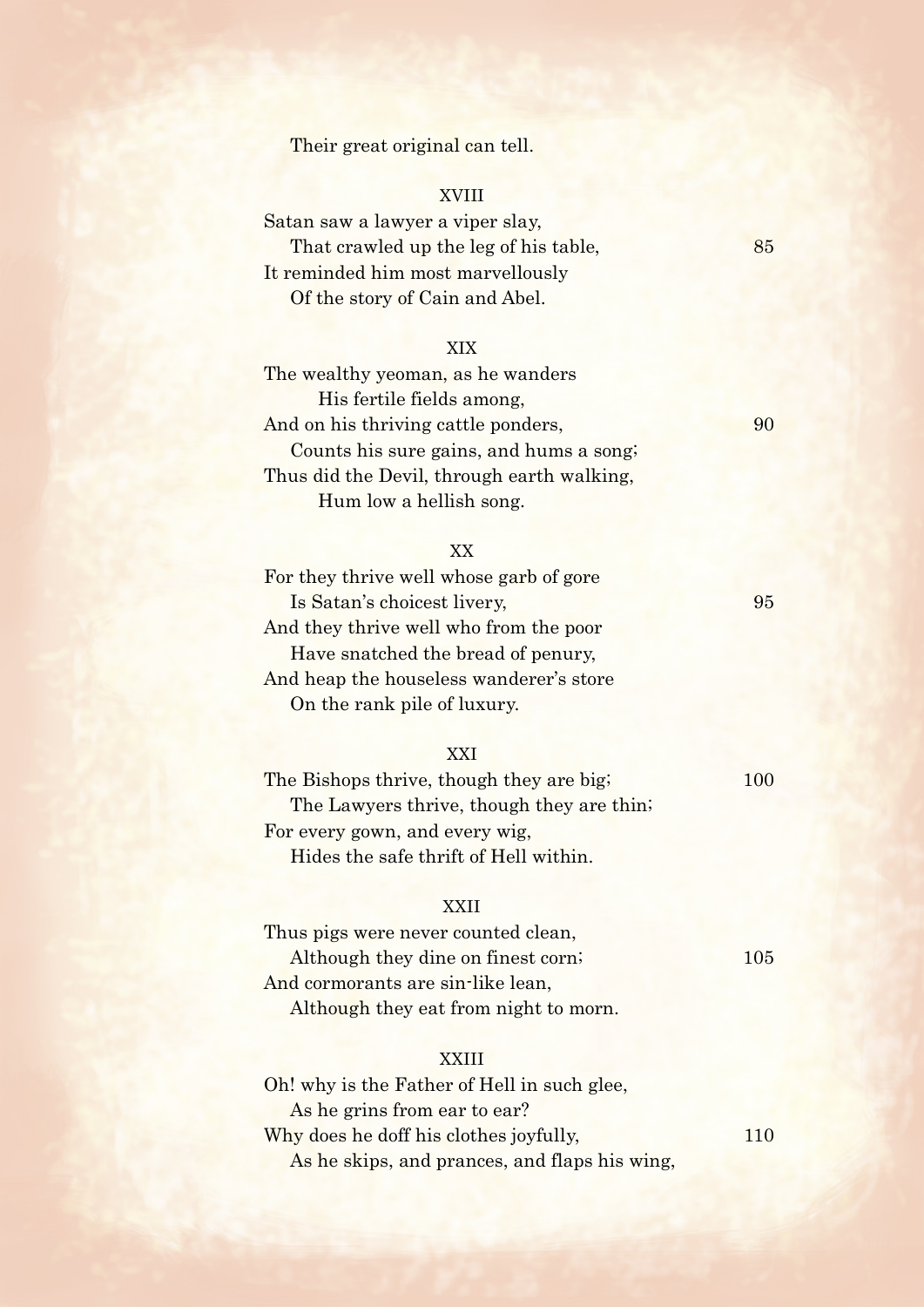Their great original can tell.

XVIII

Satan saw a lawyer a viper slay,  
That crawled up the leg of his table, 85  
It reminded him most marvellously  
Of the story of Cain and Abel.

XIX

The wealthy yeoman, as he wanders  
His fertile fields among,  
And on his thriving cattle ponders, 90  
Counts his sure gains, and hums a song;  
Thus did the Devil, through earth walking,  
Hum low a hellish song.

XX

For they thrive well whose garb of gore  
Is Satan's choicest livery, 95  
And they thrive well who from the poor  
Have snatched the bread of penury,  
And heap the houseless wanderer's store  
On the rank pile of luxury.

XXI

The Bishops thrive, though they are big; 100  
The Lawyers thrive, though they are thin;  
For every gown, and every wig,  
Hides the safe thrift of Hell within.

XXII

Thus pigs were never counted clean,  
Although they dine on finest corn; 105  
And cormorants are sin-like lean,  
Although they eat from night to morn.

XXIII

Oh! why is the Father of Hell in such glee,  
As he grins from ear to ear?  
Why does he doff his clothes joyfully, 110  
As he skips, and prances, and flaps his wing,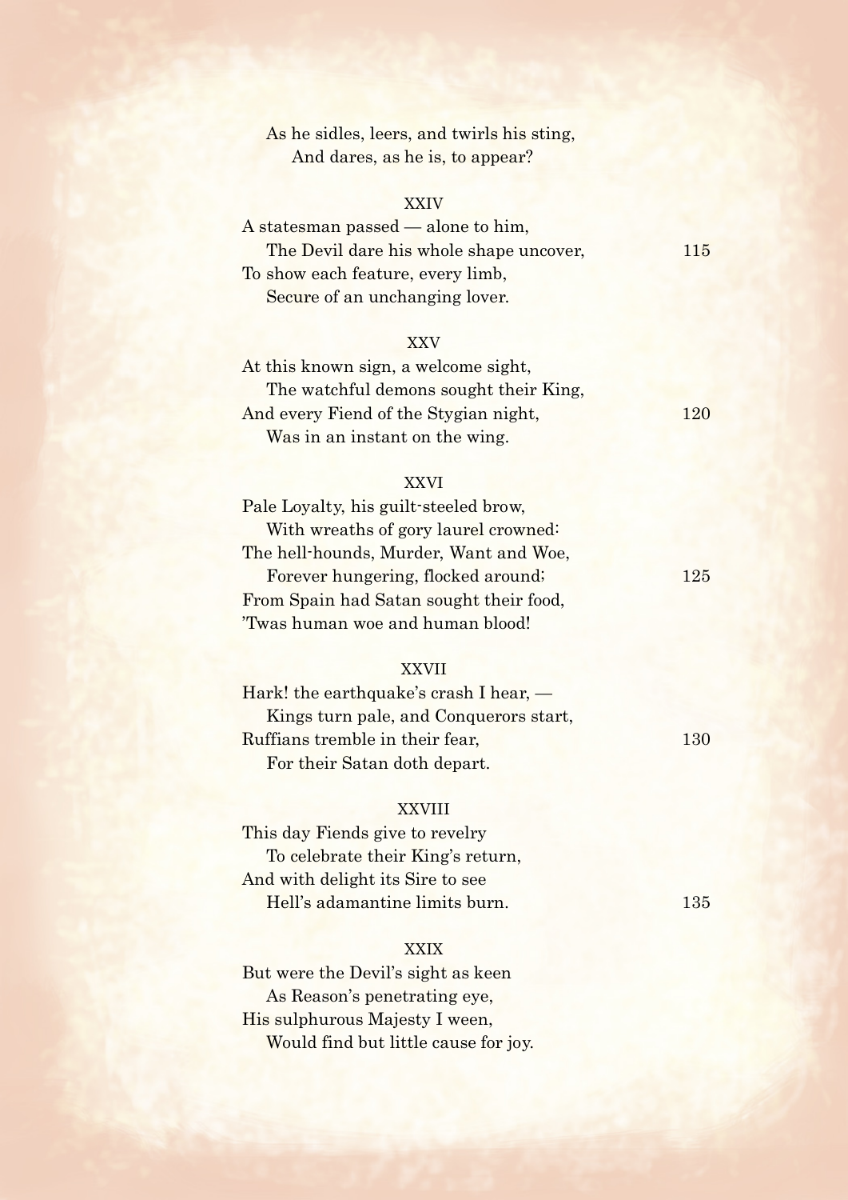As he sidles, leers, and twirls his sting,
  And dares, as he is, to appear?

XXIV

A statesman passed — alone to him,
  The Devil dare his whole shape uncover, 115
To show each feature, every limb,
  Secure of an unchanging lover.

XXV

At this known sign, a welcome sight,
  The watchful demons sought their King,
And every Fiend of the Stygian night, 120
  Was in an instant on the wing.

XXVI

Pale Loyalty, his guilt-steeled brow,
  With wreaths of gory laurel crowned:
The hell-hounds, Murder, Want and Woe,
  Forever hungering, flocked around; 125
From Spain had Satan sought their food,
'Twas human woe and human blood!

XXVII

Hark! the earthquake's crash I hear, —
  Kings turn pale, and Conquerors start,
Ruffians tremble in their fear, 130
  For their Satan doth depart.

XXVIII

This day Fiends give to revelry
  To celebrate their King's return,
And with delight its Sire to see
  Hell's adamantine limits burn. 135

XXIX

But were the Devil's sight as keen
  As Reason's penetrating eye,
His sulphurous Majesty I ween,
  Would find but little cause for joy.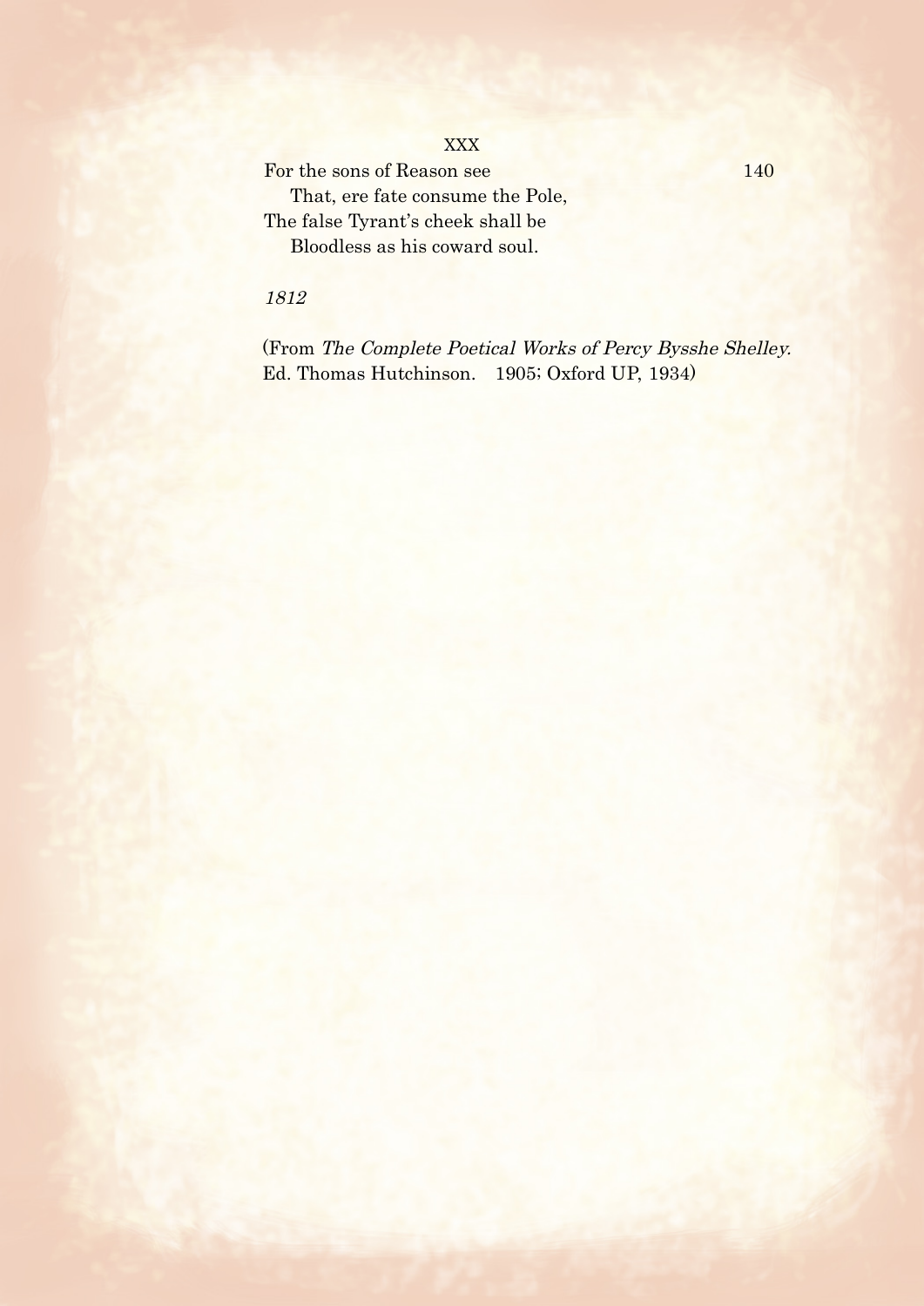XXX

For the sons of Reason see 140
&nbsp;&nbsp;&nbsp;&nbsp;That, ere fate consume the Pole,
The false Tyrant's cheek shall be
&nbsp;&nbsp;&nbsp;&nbsp;Bloodless as his coward soul.

*1812*

(From *The Complete Poetical Works of Percy Bysshe Shelley.* Ed. Thomas Hutchinson. 1905; Oxford UP, 1934)